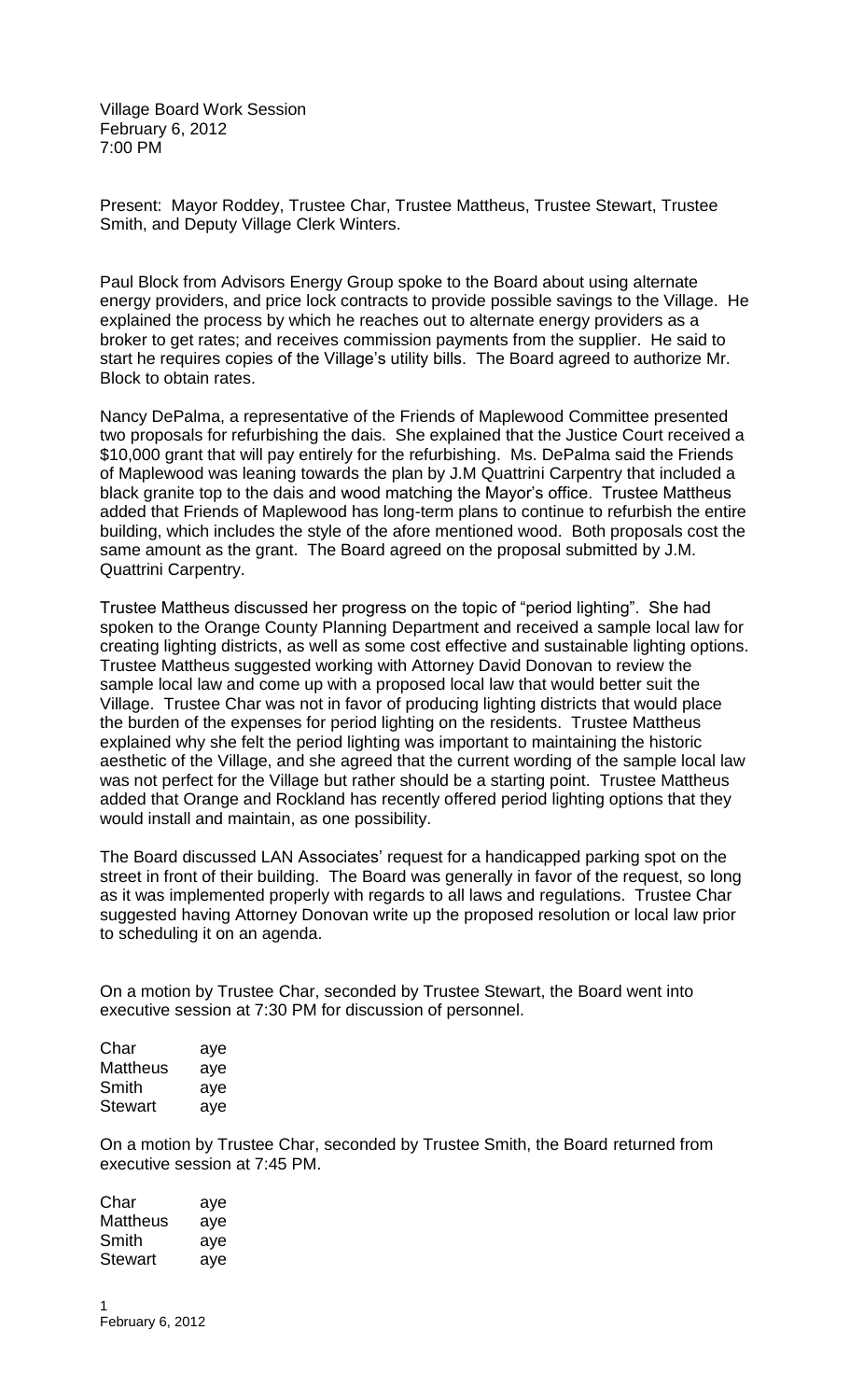Village Board Work Session
February 6, 2012
7:00 PM

Present: Mayor Roddey, Trustee Char, Trustee Mattheus, Trustee Stewart, Trustee Smith, and Deputy Village Clerk Winters.

Paul Block from Advisors Energy Group spoke to the Board about using alternate energy providers, and price lock contracts to provide possible savings to the Village. He explained the process by which he reaches out to alternate energy providers as a broker to get rates; and receives commission payments from the supplier. He said to start he requires copies of the Village's utility bills. The Board agreed to authorize Mr. Block to obtain rates.

Nancy DePalma, a representative of the Friends of Maplewood Committee presented two proposals for refurbishing the dais. She explained that the Justice Court received a $10,000 grant that will pay entirely for the refurbishing. Ms. DePalma said the Friends of Maplewood was leaning towards the plan by J.M Quattrini Carpentry that included a black granite top to the dais and wood matching the Mayor's office. Trustee Mattheus added that Friends of Maplewood has long-term plans to continue to refurbish the entire building, which includes the style of the afore mentioned wood. Both proposals cost the same amount as the grant. The Board agreed on the proposal submitted by J.M. Quattrini Carpentry.

Trustee Mattheus discussed her progress on the topic of "period lighting". She had spoken to the Orange County Planning Department and received a sample local law for creating lighting districts, as well as some cost effective and sustainable lighting options. Trustee Mattheus suggested working with Attorney David Donovan to review the sample local law and come up with a proposed local law that would better suit the Village. Trustee Char was not in favor of producing lighting districts that would place the burden of the expenses for period lighting on the residents. Trustee Mattheus explained why she felt the period lighting was important to maintaining the historic aesthetic of the Village, and she agreed that the current wording of the sample local law was not perfect for the Village but rather should be a starting point. Trustee Mattheus added that Orange and Rockland has recently offered period lighting options that they would install and maintain, as one possibility.

The Board discussed LAN Associates' request for a handicapped parking spot on the street in front of their building. The Board was generally in favor of the request, so long as it was implemented properly with regards to all laws and regulations. Trustee Char suggested having Attorney Donovan write up the proposed resolution or local law prior to scheduling it on an agenda.

On a motion by Trustee Char, seconded by Trustee Stewart, the Board went into executive session at 7:30 PM for discussion of personnel.

| | |
|---|---|
| Char | aye |
| Mattheus | aye |
| Smith | aye |
| Stewart | aye |

On a motion by Trustee Char, seconded by Trustee Smith, the Board returned from executive session at 7:45 PM.

| | |
|---|---|
| Char | aye |
| Mattheus | aye |
| Smith | aye |
| Stewart | aye |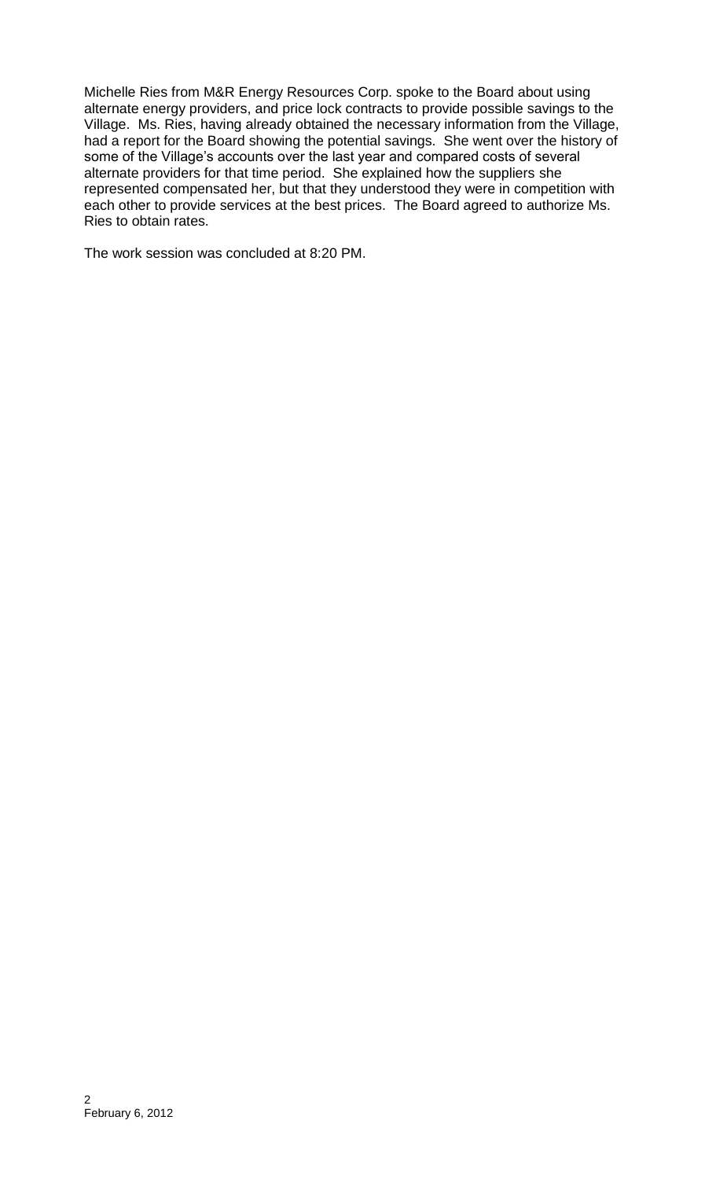Michelle Ries from M&R Energy Resources Corp. spoke to the Board about using alternate energy providers, and price lock contracts to provide possible savings to the Village. Ms. Ries, having already obtained the necessary information from the Village, had a report for the Board showing the potential savings. She went over the history of some of the Village's accounts over the last year and compared costs of several alternate providers for that time period. She explained how the suppliers she represented compensated her, but that they understood they were in competition with each other to provide services at the best prices. The Board agreed to authorize Ms. Ries to obtain rates.

The work session was concluded at 8:20 PM.